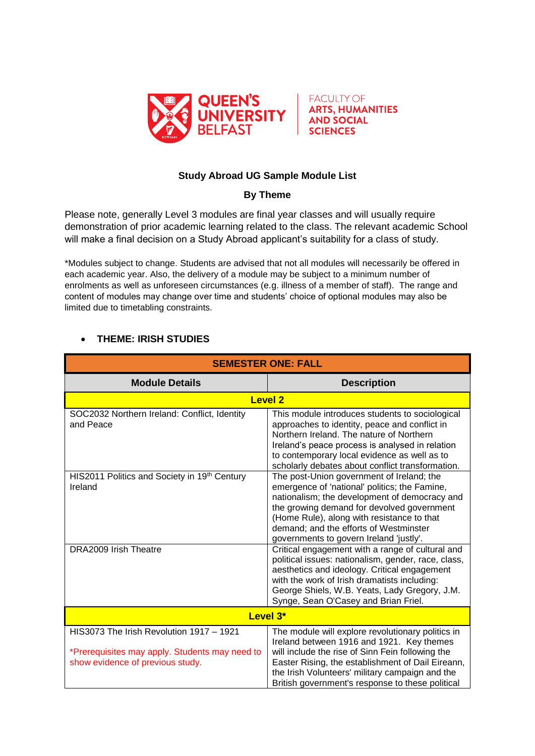QUEEN'S UNIVERSITY BELFAST

FACULTY OF ARTS, HUMANITIES AND SOCIAL SCIENCES

**Study Abroad UG Sample Module List**

**By Theme**

Please note, generally Level 3 modules are final year classes and will usually require demonstration of prior academic learning related to the class. The relevant academic School will make a final decision on a Study Abroad applicant's suitability for a class of study.

*Modules subject to change. Students are advised that not all modules will necessarily be offered in each academic year. Also, the delivery of a module may be subject to a minimum number of enrolments as well as unforeseen circumstances (e.g. illness of a member of staff). The range and content of modules may change over time and students' choice of optional modules may also be limited due to timetabling constraints.

- **THEME: IRISH STUDIES**

| **SEMESTER ONE: FALL** | |
|---|---|
| **Module Details** | **Description** |
| **Level 2** | |
| SOC2032 Northern Ireland: Conflict, Identity and Peace | This module introduces students to sociological approaches to identity, peace and conflict in Northern Ireland. The nature of Northern Ireland's peace process is analysed in relation to contemporary local evidence as well as to scholarly debates about conflict transformation. |
| HIS2011 Politics and Society in 19th Century Ireland | The post-Union government of Ireland; the emergence of 'national' politics; the Famine, nationalism; the development of democracy and the growing demand for devolved government (Home Rule), along with resistance to that demand; and the efforts of Westminster governments to govern Ireland 'justly'. |
| DRA2009 Irish Theatre | Critical engagement with a range of cultural and political issues: nationalism, gender, race, class, aesthetics and ideology. Critical engagement with the work of Irish dramatists including: George Shiels, W.B. Yeats, Lady Gregory, J.M. Synge, Sean O'Casey and Brian Friel. |
| **Level 3*** | |
| HIS3073 The Irish Revolution 1917 – 1921<br><br>*Prerequisites may apply. Students may need to show evidence of previous study. | The module will explore revolutionary politics in Ireland between 1916 and 1921. Key themes will include the rise of Sinn Fein following the Easter Rising, the establishment of Dail Eireann, the Irish Volunteers' military campaign and the British government's response to these political |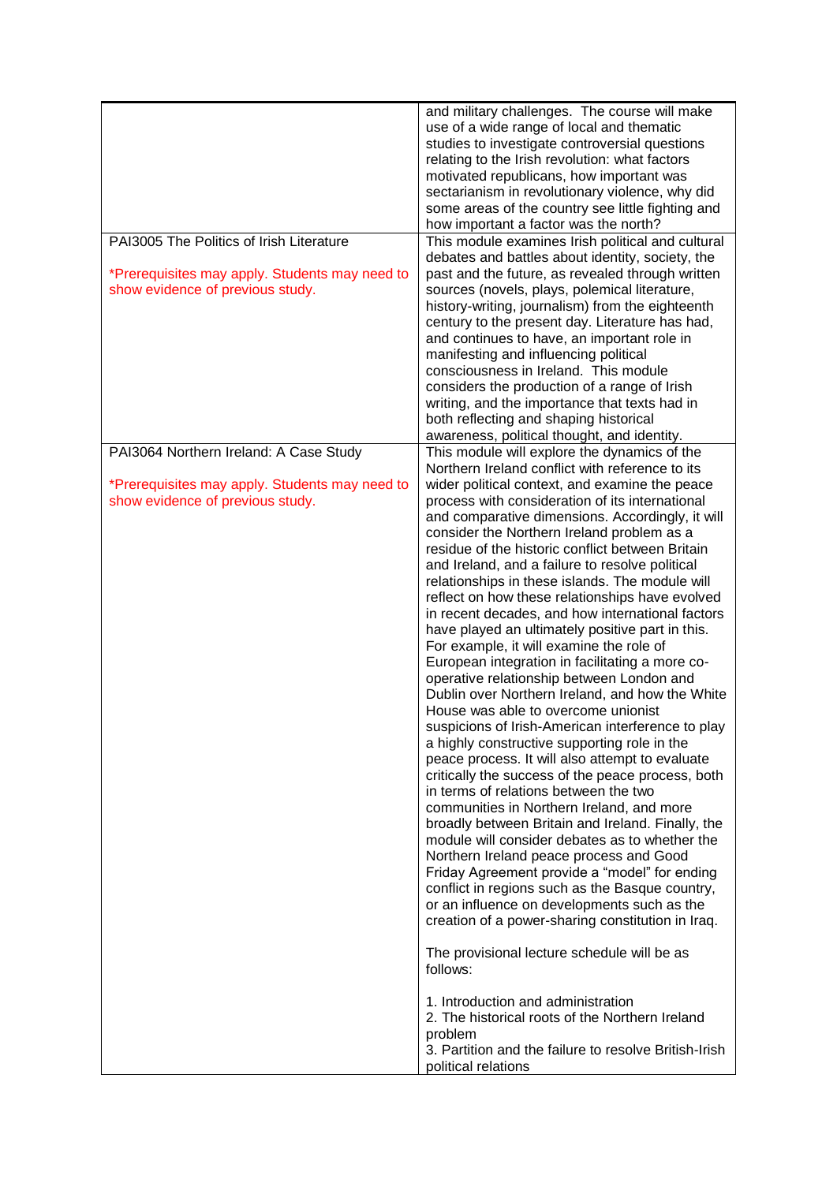| | |
|---|---|
| | and military challenges. The course will make use of a wide range of local and thematic studies to investigate controversial questions relating to the Irish revolution: what factors motivated republicans, how important was sectarianism in revolutionary violence, why did some areas of the country see little fighting and how important a factor was the north? |
| PAI3005 The Politics of Irish Literature<br><br>*Prerequisites may apply. Students may need to show evidence of previous study. | This module examines Irish political and cultural debates and battles about identity, society, the past and the future, as revealed through written sources (novels, plays, polemical literature, history-writing, journalism) from the eighteenth century to the present day. Literature has had, and continues to have, an important role in manifesting and influencing political consciousness in Ireland. This module considers the production of a range of Irish writing, and the importance that texts had in both reflecting and shaping historical awareness, political thought, and identity. |
| PAI3064 Northern Ireland: A Case Study<br><br>*Prerequisites may apply. Students may need to show evidence of previous study. | This module will explore the dynamics of the Northern Ireland conflict with reference to its wider political context, and examine the peace process with consideration of its international and comparative dimensions. Accordingly, it will consider the Northern Ireland problem as a residue of the historic conflict between Britain and Ireland, and a failure to resolve political relationships in these islands. The module will reflect on how these relationships have evolved in recent decades, and how international factors have played an ultimately positive part in this. For example, it will examine the role of European integration in facilitating a more co-operative relationship between London and Dublin over Northern Ireland, and how the White House was able to overcome unionist suspicions of Irish-American interference to play a highly constructive supporting role in the peace process. It will also attempt to evaluate critically the success of the peace process, both in terms of relations between the two communities in Northern Ireland, and more broadly between Britain and Ireland. Finally, the module will consider debates as to whether the Northern Ireland peace process and Good Friday Agreement provide a "model" for ending conflict in regions such as the Basque country, or an influence on developments such as the creation of a power-sharing constitution in Iraq.<br><br>The provisional lecture schedule will be as follows:<br><br>1. Introduction and administration<br>2. The historical roots of the Northern Ireland problem<br>3. Partition and the failure to resolve British-Irish political relations |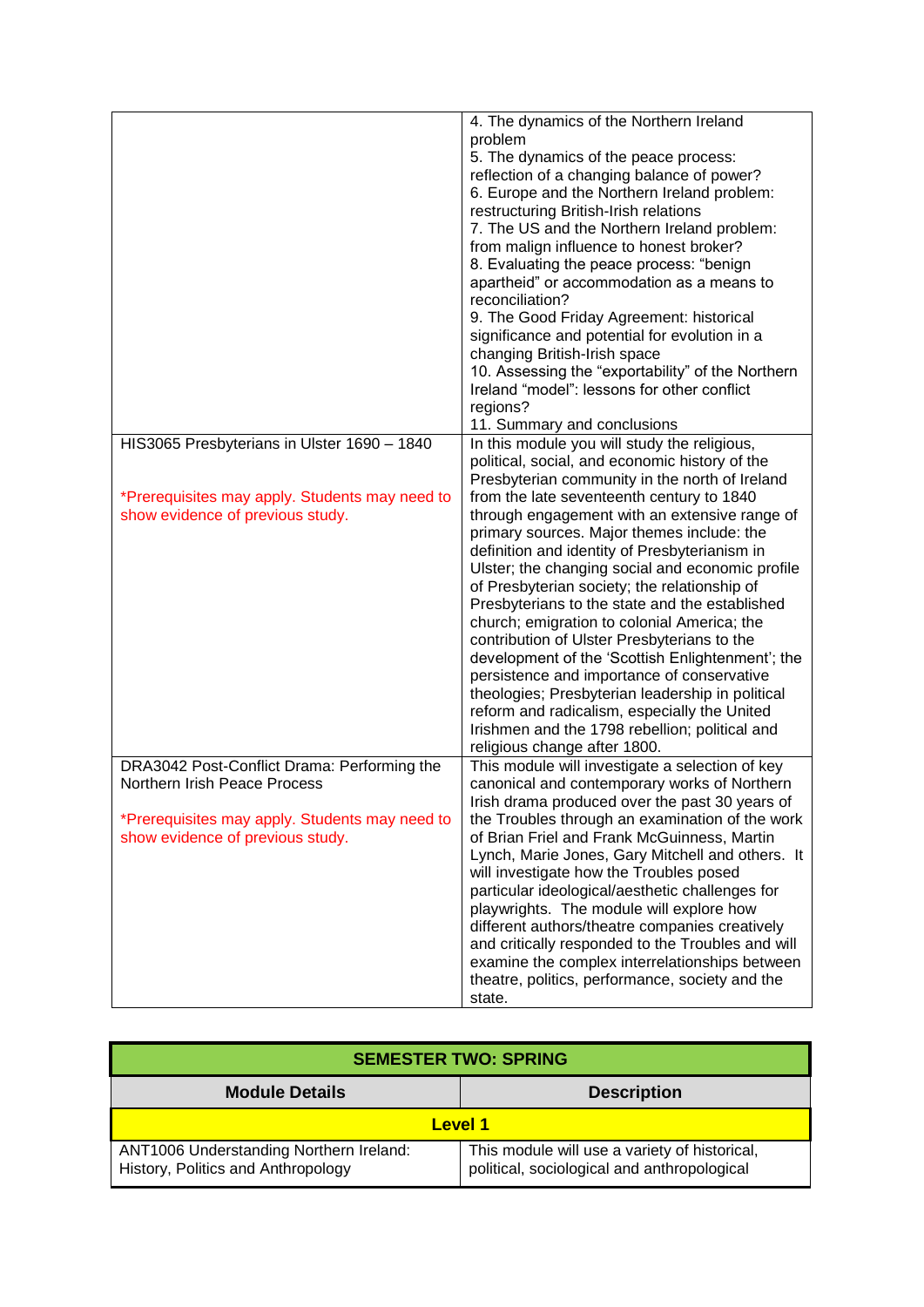| | |
|---|---|
| | 4. The dynamics of the Northern Ireland problem<br>5. The dynamics of the peace process: reflection of a changing balance of power?<br>6. Europe and the Northern Ireland problem: restructuring British-Irish relations<br>7. The US and the Northern Ireland problem: from malign influence to honest broker?<br>8. Evaluating the peace process: "benign apartheid" or accommodation as a means to reconciliation?<br>9. The Good Friday Agreement: historical significance and potential for evolution in a changing British-Irish space<br>10. Assessing the "exportability" of the Northern Ireland "model": lessons for other conflict regions?<br>11. Summary and conclusions |
| HIS3065 Presbyterians in Ulster 1690 – 1840<br><br>*Prerequisites may apply. Students may need to show evidence of previous study. | In this module you will study the religious, political, social, and economic history of the Presbyterian community in the north of Ireland from the late seventeenth century to 1840 through engagement with an extensive range of primary sources. Major themes include: the definition and identity of Presbyterianism in Ulster; the changing social and economic profile of Presbyterian society; the relationship of Presbyterians to the state and the established church; emigration to colonial America; the contribution of Ulster Presbyterians to the development of the 'Scottish Enlightenment'; the persistence and importance of conservative theologies; Presbyterian leadership in political reform and radicalism, especially the United Irishmen and the 1798 rebellion; political and religious change after 1800. |
| DRA3042 Post-Conflict Drama: Performing the Northern Irish Peace Process<br><br>*Prerequisites may apply. Students may need to show evidence of previous study. | This module will investigate a selection of key canonical and contemporary works of Northern Irish drama produced over the past 30 years of the Troubles through an examination of the work of Brian Friel and Frank McGuinness, Martin Lynch, Marie Jones, Gary Mitchell and others. It will investigate how the Troubles posed particular ideological/aesthetic challenges for playwrights. The module will explore how different authors/theatre companies creatively and critically responded to the Troubles and will examine the complex interrelationships between theatre, politics, performance, society and the state. |

| **SEMESTER TWO: SPRING** | |
|---|---|
| **Module Details** | **Description** |
| **Level 1** | |
| ANT1006 Understanding Northern Ireland: History, Politics and Anthropology | This module will use a variety of historical, political, sociological and anthropological |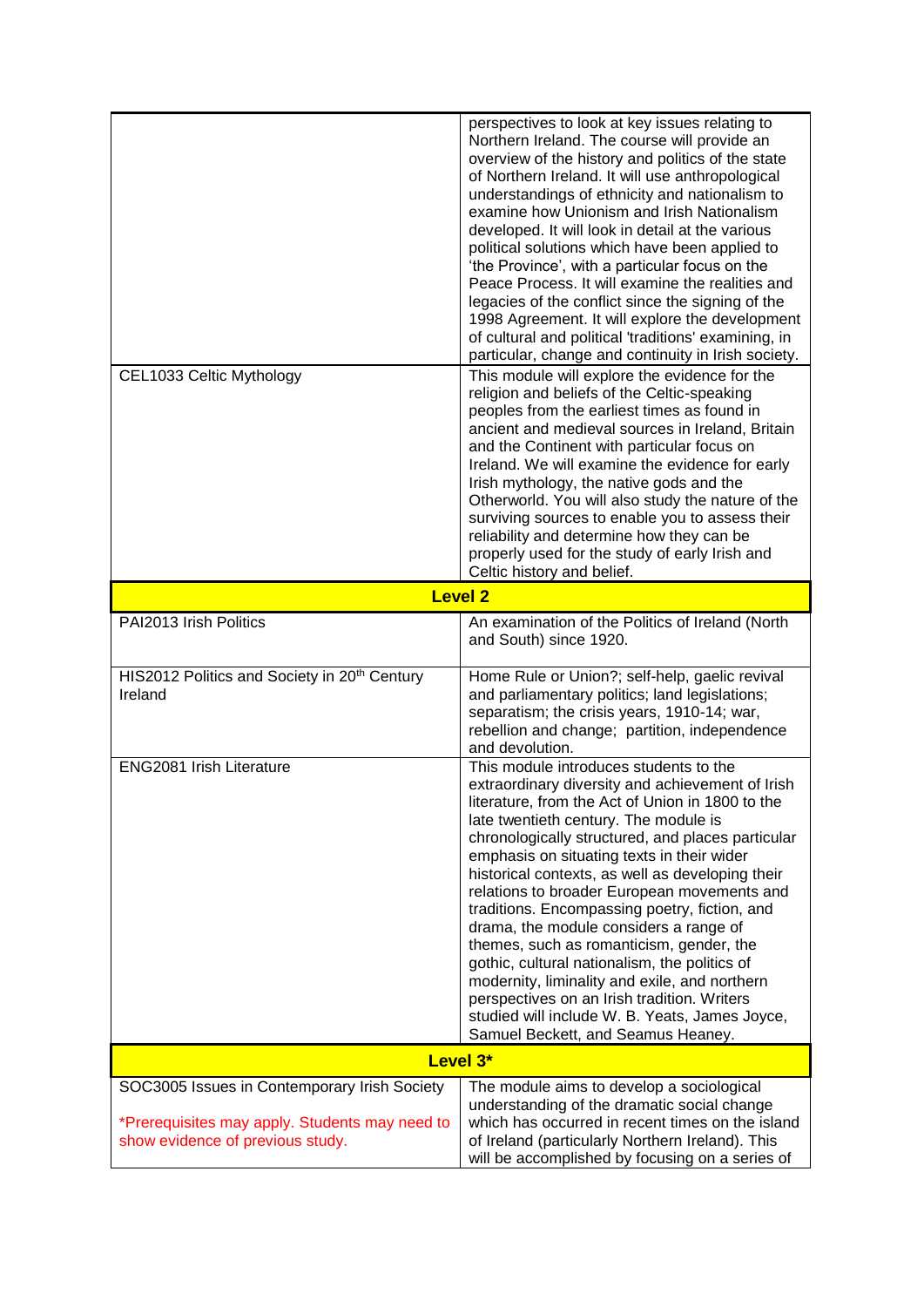| | |
|---|---|
| | perspectives to look at key issues relating to Northern Ireland. The course will provide an overview of the history and politics of the state of Northern Ireland. It will use anthropological understandings of ethnicity and nationalism to examine how Unionism and Irish Nationalism developed. It will look in detail at the various political solutions which have been applied to 'the Province', with a particular focus on the Peace Process. It will examine the realities and legacies of the conflict since the signing of the 1998 Agreement. It will explore the development of cultural and political 'traditions' examining, in particular, change and continuity in Irish society. |
| CEL1033 Celtic Mythology | This module will explore the evidence for the religion and beliefs of the Celtic-speaking peoples from the earliest times as found in ancient and medieval sources in Ireland, Britain and the Continent with particular focus on Ireland. We will examine the evidence for early Irish mythology, the native gods and the Otherworld. You will also study the nature of the surviving sources to enable you to assess their reliability and determine how they can be properly used for the study of early Irish and Celtic history and belief. |
| **Level 2** | |
| PAI2013 Irish Politics | An examination of the Politics of Ireland (North and South) since 1920. |
| HIS2012 Politics and Society in 20th Century Ireland | Home Rule or Union?; self-help, gaelic revival and parliamentary politics; land legislations; separatism; the crisis years, 1910-14; war, rebellion and change; partition, independence and devolution. |
| ENG2081 Irish Literature | This module introduces students to the extraordinary diversity and achievement of Irish literature, from the Act of Union in 1800 to the late twentieth century. The module is chronologically structured, and places particular emphasis on situating texts in their wider historical contexts, as well as developing their relations to broader European movements and traditions. Encompassing poetry, fiction, and drama, the module considers a range of themes, such as romanticism, gender, the gothic, cultural nationalism, the politics of modernity, liminality and exile, and northern perspectives on an Irish tradition. Writers studied will include W. B. Yeats, James Joyce, Samuel Beckett, and Seamus Heaney. |
| **Level 3*** | |
| SOC3005 Issues in Contemporary Irish Society<br><br>*Prerequisites may apply. Students may need to show evidence of previous study. | The module aims to develop a sociological understanding of the dramatic social change which has occurred in recent times on the island of Ireland (particularly Northern Ireland). This will be accomplished by focusing on a series of |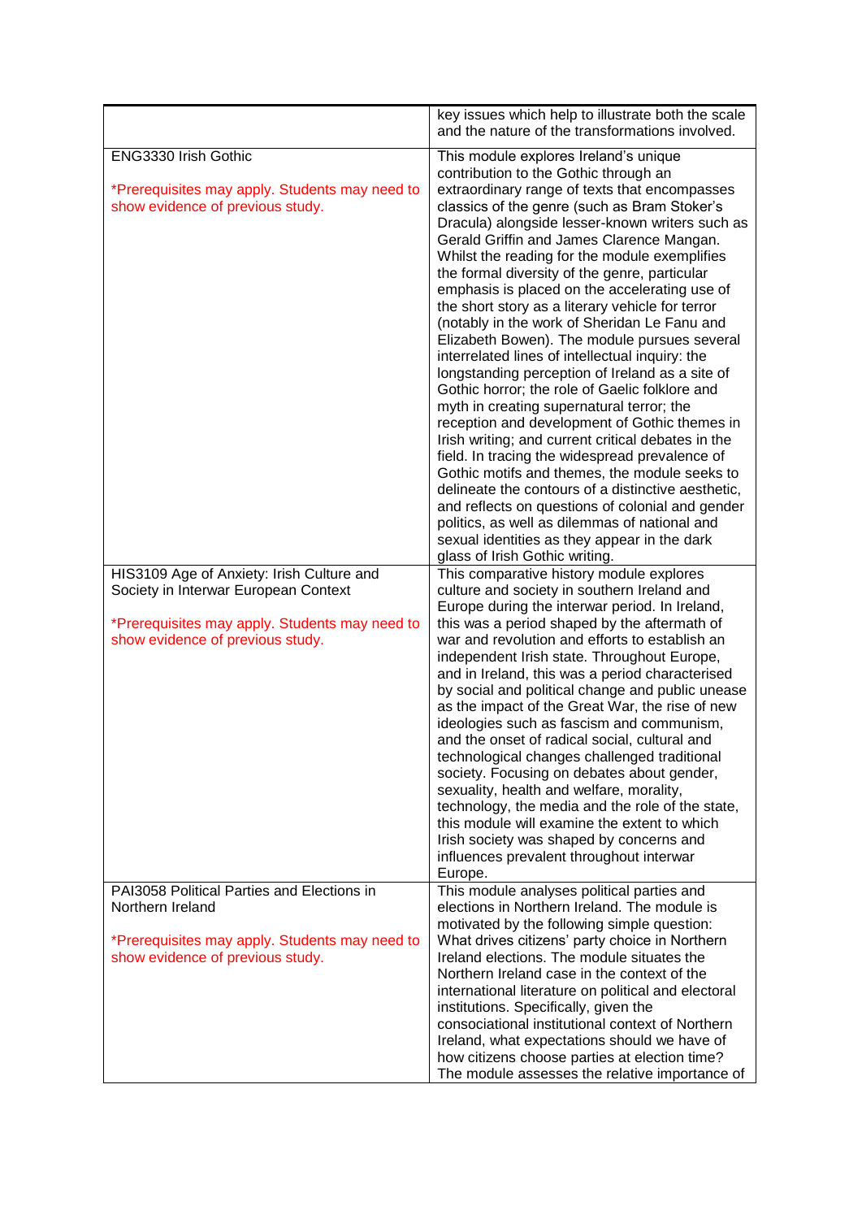| | |
|---|---|
| | key issues which help to illustrate both the scale and the nature of the transformations involved. |
| ENG3330 Irish Gothic<br><br>*Prerequisites may apply. Students may need to show evidence of previous study. | This module explores Ireland's unique contribution to the Gothic through an extraordinary range of texts that encompasses classics of the genre (such as Bram Stoker's Dracula) alongside lesser-known writers such as Gerald Griffin and James Clarence Mangan. Whilst the reading for the module exemplifies the formal diversity of the genre, particular emphasis is placed on the accelerating use of the short story as a literary vehicle for terror (notably in the work of Sheridan Le Fanu and Elizabeth Bowen). The module pursues several interrelated lines of intellectual inquiry: the longstanding perception of Ireland as a site of Gothic horror; the role of Gaelic folklore and myth in creating supernatural terror; the reception and development of Gothic themes in Irish writing; and current critical debates in the field. In tracing the widespread prevalence of Gothic motifs and themes, the module seeks to delineate the contours of a distinctive aesthetic, and reflects on questions of colonial and gender politics, as well as dilemmas of national and sexual identities as they appear in the dark glass of Irish Gothic writing. |
| HIS3109 Age of Anxiety: Irish Culture and Society in Interwar European Context<br><br>*Prerequisites may apply. Students may need to show evidence of previous study. | This comparative history module explores culture and society in southern Ireland and Europe during the interwar period. In Ireland, this was a period shaped by the aftermath of war and revolution and efforts to establish an independent Irish state. Throughout Europe, and in Ireland, this was a period characterised by social and political change and public unease as the impact of the Great War, the rise of new ideologies such as fascism and communism, and the onset of radical social, cultural and technological changes challenged traditional society. Focusing on debates about gender, sexuality, health and welfare, morality, technology, the media and the role of the state, this module will examine the extent to which Irish society was shaped by concerns and influences prevalent throughout interwar Europe. |
| PAI3058 Political Parties and Elections in Northern Ireland<br><br>*Prerequisites may apply. Students may need to show evidence of previous study. | This module analyses political parties and elections in Northern Ireland. The module is motivated by the following simple question: What drives citizens' party choice in Northern Ireland elections. The module situates the Northern Ireland case in the context of the international literature on political and electoral institutions. Specifically, given the consociational institutional context of Northern Ireland, what expectations should we have of how citizens choose parties at election time? The module assesses the relative importance of |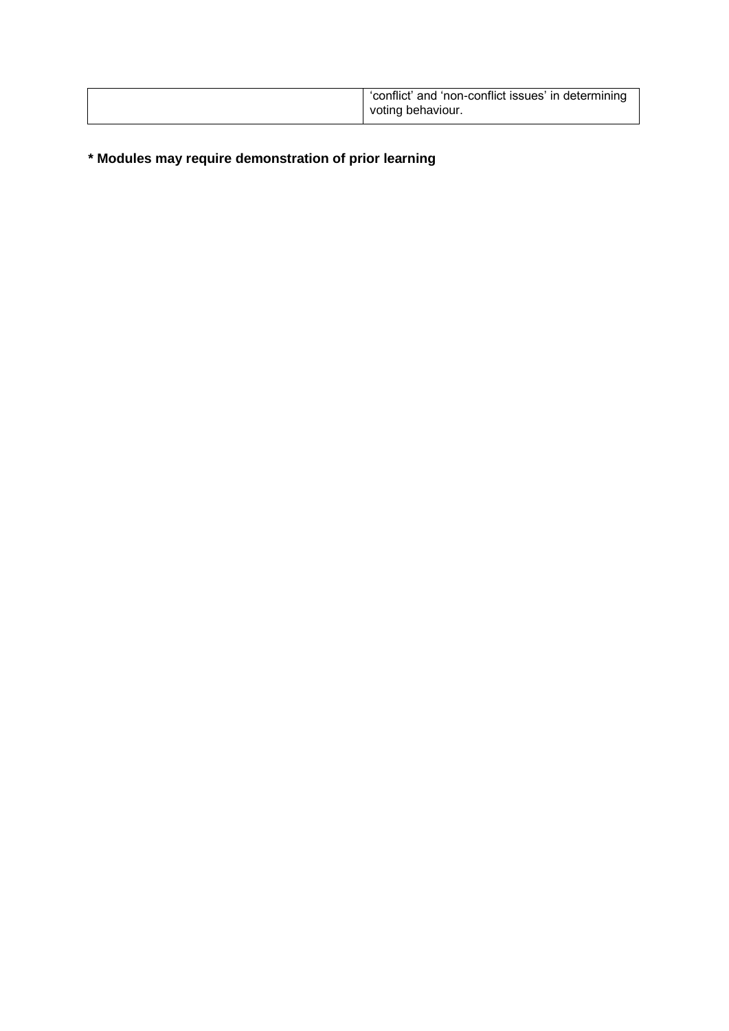| | |
|---|---|
| | 'conflict' and 'non-conflict issues' in determining voting behaviour. |

**\* Modules may require demonstration of prior learning**